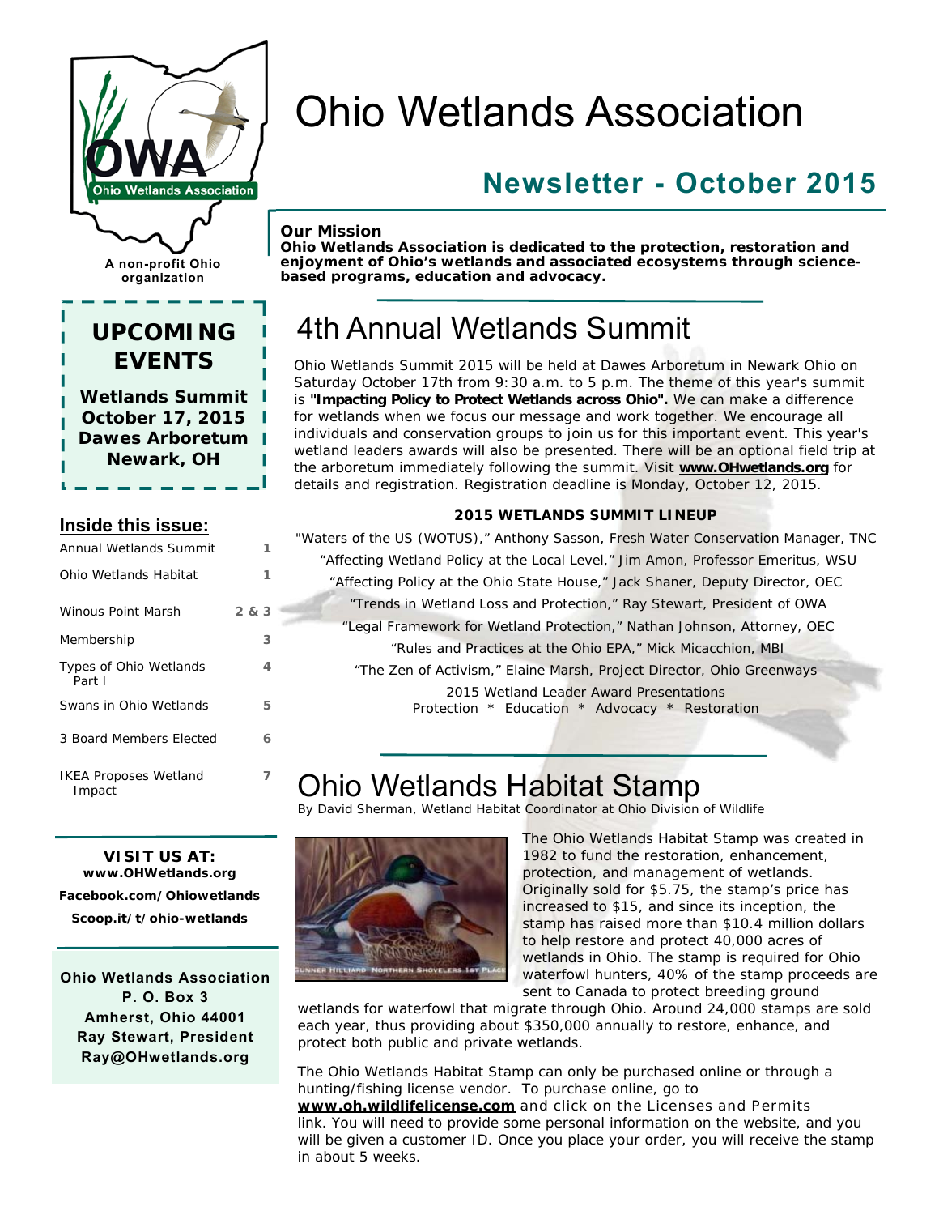A non-profit Ohio organization

# Ohio Wetlands Association

## Newsletter - October 2015

**Our Mission**
**Ohio Wetlands Association is dedicated to the protection, restoration and enjoyment of Ohio's wetlands and associated ecosystems through science-based programs, education and advocacy.**

**UPCOMING EVENTS**

**Wetlands Summit**
**October 17, 2015**
**Dawes Arboretum**
**Newark, OH**

**Inside this issue:**

| | |
|---|---|
| Annual Wetlands Summit | 1 |
| Ohio Wetlands Habitat | 1 |
| Winous Point Marsh | 2 & 3 |
| Membership | 3 |
| Types of Ohio Wetlands Part I | 4 |
| Swans in Ohio Wetlands | 5 |
| 3 Board Members Elected | 6 |
| IKEA Proposes Wetland Impact | 7 |

**VISIT US AT:**
**www.OHWetlands.org**
**Facebook.com/Ohiowetlands**
**Scoop.it/t/ohio-wetlands**

**Ohio Wetlands Association**
**P. O. Box 3**
**Amherst, Ohio 44001**
**Ray Stewart, President**
**Ray@OHwetlands.org**

# 4th Annual Wetlands Summit

Ohio Wetlands Summit 2015 will be held at Dawes Arboretum in Newark Ohio on Saturday October 17th from 9:30 a.m. to 5 p.m. The theme of this year's summit is **"Impacting Policy to Protect Wetlands across Ohio".** We can make a difference for wetlands when we focus our message and work together. We encourage all individuals and conservation groups to join us for this important event. This year's wetland leaders awards will also be presented. There will be an optional field trip at the arboretum immediately following the summit. Visit **www.OHwetlands.org** for details and registration. Registration deadline is Monday, October 12, 2015.

**2015 WETLANDS SUMMIT LINEUP**

"Waters of the US (WOTUS)," Anthony Sasson, Fresh Water Conservation Manager, TNC

"Affecting Wetland Policy at the Local Level," Jim Amon, Professor Emeritus, WSU

"Affecting Policy at the Ohio State House," Jack Shaner, Deputy Director, OEC

"Trends in Wetland Loss and Protection," Ray Stewart, President of OWA

"Legal Framework for Wetland Protection," Nathan Johnson, Attorney, OEC

"Rules and Practices at the Ohio EPA," Mick Micacchion, MBI

"The Zen of Activism," Elaine Marsh, Project Director, Ohio Greenways

2015 Wetland Leader Award Presentations
Protection * Education * Advocacy * Restoration

# Ohio Wetlands Habitat Stamp

By David Sherman, Wetland Habitat Coordinator at Ohio Division of Wildlife

GUNNER HILLIARD NORTHERN SHOVELERS 1ST PLACE

The Ohio Wetlands Habitat Stamp was created in 1982 to fund the restoration, enhancement, protection, and management of wetlands. Originally sold for $5.75, the stamp's price has increased to $15, and since its inception, the stamp has raised more than $10.4 million dollars to help restore and protect 40,000 acres of wetlands in Ohio. The stamp is required for Ohio waterfowl hunters, 40% of the stamp proceeds are sent to Canada to protect breeding ground wetlands for waterfowl that migrate through Ohio. Around 24,000 stamps are sold each year, thus providing about $350,000 annually to restore, enhance, and protect both public and private wetlands.

The Ohio Wetlands Habitat Stamp can only be purchased online or through a hunting/fishing license vendor. To purchase online, go to **www.oh.wildlifelicense.com** and click on the Licenses and Permits link. You will need to provide some personal information on the website, and you will be given a customer ID. Once you place your order, you will receive the stamp in about 5 weeks.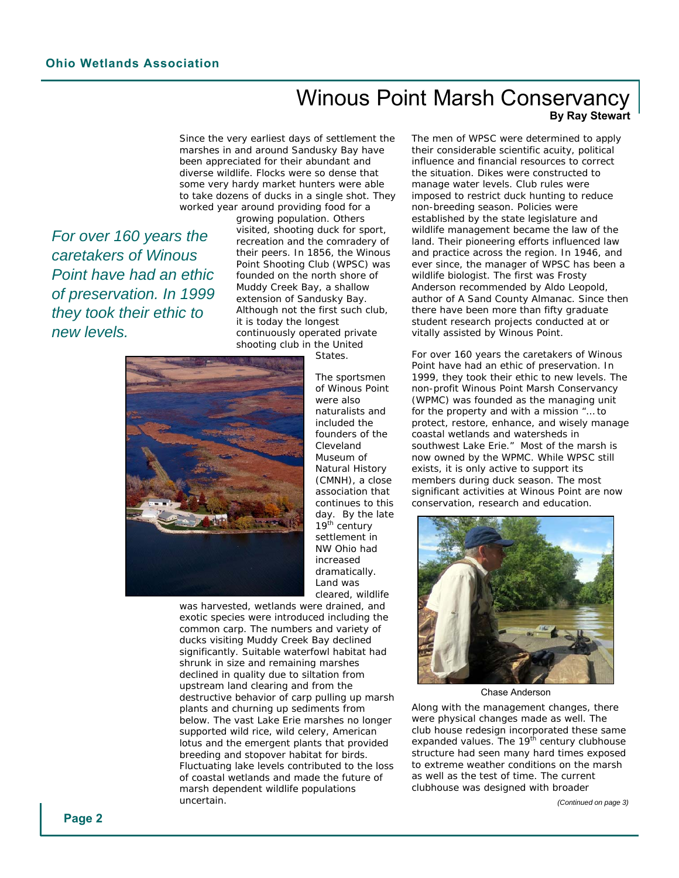# Winous Point Marsh Conservancy

**By Ray Stewart**

*For over 160 years the caretakers of Winous Point have had an ethic of preservation. In 1999 they took their ethic to new levels.*

Since the very earliest days of settlement the marshes in and around Sandusky Bay have been appreciated for their abundant and diverse wildlife. Flocks were so dense that some very hardy market hunters were able to take dozens of ducks in a single shot. They worked year around providing food for a growing population. Others visited, shooting duck for sport, recreation and the comradery of their peers. In 1856, the Winous Point Shooting Club (WPSC) was founded on the north shore of Muddy Creek Bay, a shallow extension of Sandusky Bay. Although not the first such club, it is today the longest continuously operated private shooting club in the United States.

The sportsmen of Winous Point were also naturalists and included the founders of the Cleveland Museum of Natural History (CMNH), a close association that continues to this day. By the late 19th century settlement in NW Ohio had increased dramatically. Land was cleared, wildlife was harvested, wetlands were drained, and exotic species were introduced including the common carp. The numbers and variety of ducks visiting Muddy Creek Bay declined significantly. Suitable waterfowl habitat had shrunk in size and remaining marshes declined in quality due to siltation from upstream land clearing and from the destructive behavior of carp pulling up marsh plants and churning up sediments from below. The vast Lake Erie marshes no longer supported wild rice, wild celery, American lotus and the emergent plants that provided breeding and stopover habitat for birds. Fluctuating lake levels contributed to the loss of coastal wetlands and made the future of marsh dependent wildlife populations uncertain.

The men of WPSC were determined to apply their considerable scientific acuity, political influence and financial resources to correct the situation. Dikes were constructed to manage water levels. Club rules were imposed to restrict duck hunting to reduce non-breeding season. Policies were established by the state legislature and wildlife management became the law of the land. Their pioneering efforts influenced law and practice across the region. In 1946, and ever since, the manager of WPSC has been a wildlife biologist. The first was Frosty Anderson recommended by Aldo Leopold, author of A Sand County Almanac. Since then there have been more than fifty graduate student research projects conducted at or vitally assisted by Winous Point.

For over 160 years the caretakers of Winous Point have had an ethic of preservation. In 1999, they took their ethic to new levels. The non-profit Winous Point Marsh Conservancy (WPMC) was founded as the managing unit for the property and with a mission "…to protect, restore, enhance, and wisely manage coastal wetlands and watersheds in southwest Lake Erie." Most of the marsh is now owned by the WPMC. While WPSC still exists, it is only active to support its members during duck season. The most significant activities at Winous Point are now conservation, research and education.

Chase Anderson

Along with the management changes, there were physical changes made as well. The club house redesign incorporated these same expanded values. The 19th century clubhouse structure had seen many hard times exposed to extreme weather conditions on the marsh as well as the test of time. The current clubhouse was designed with broader

*(Continued on page 3)*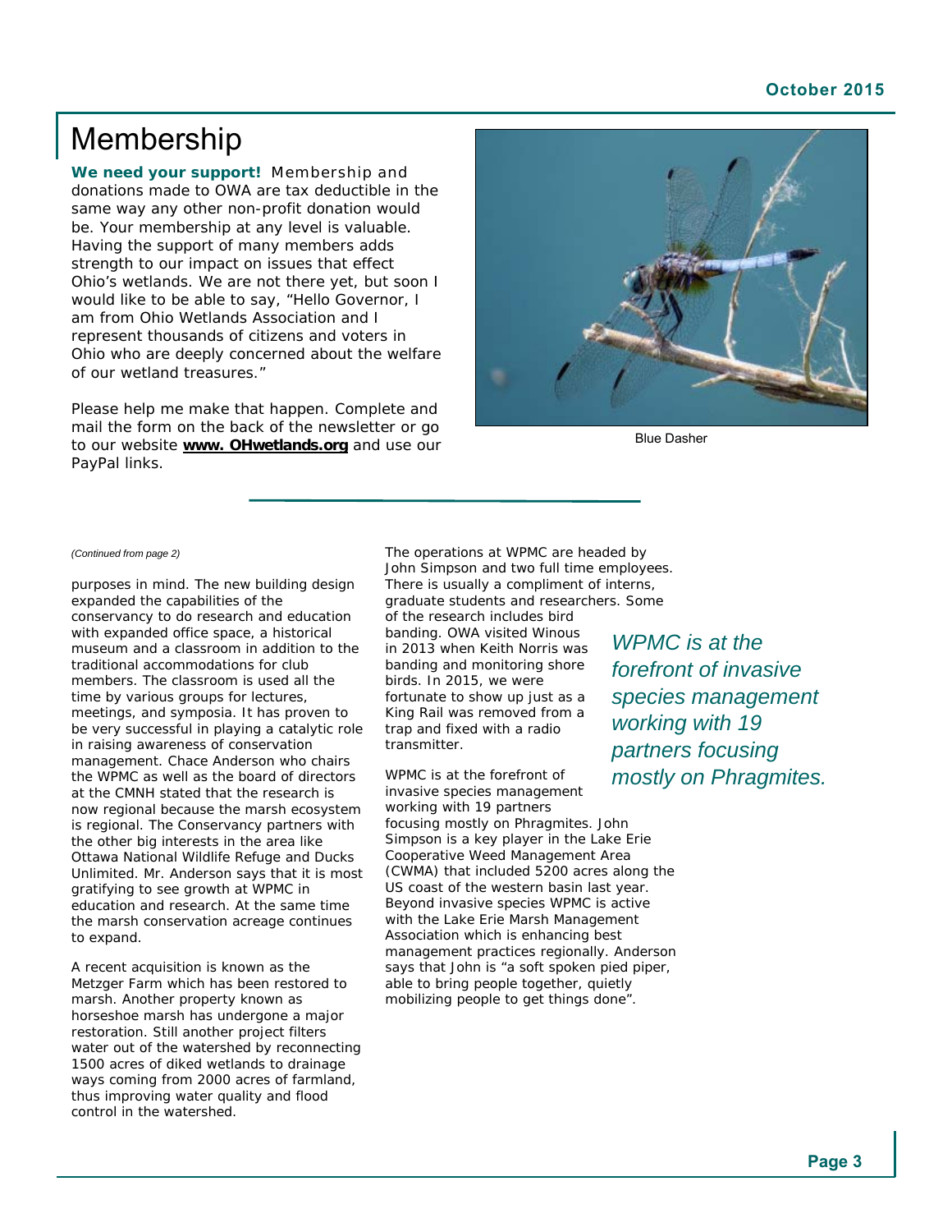# Membership

**We need your support!** Membership and donations made to OWA are tax deductible in the same way any other non-profit donation would be. Your membership at any level is valuable. Having the support of many members adds strength to our impact on issues that effect Ohio's wetlands. We are not there yet, but soon I would like to be able to say, "Hello Governor, I am from Ohio Wetlands Association and I represent thousands of citizens and voters in Ohio who are deeply concerned about the welfare of our wetland treasures."

Please help me make that happen. Complete and mail the form on the back of the newsletter or go to our website **www. OHwetlands.org** and use our PayPal links.

Blue Dasher

---

*(Continued from page 2)*

purposes in mind. The new building design expanded the capabilities of the conservancy to do research and education with expanded office space, a historical museum and a classroom in addition to the traditional accommodations for club members. The classroom is used all the time by various groups for lectures, meetings, and symposia. It has proven to be very successful in playing a catalytic role in raising awareness of conservation management. Chace Anderson who chairs the WPMC as well as the board of directors at the CMNH stated that the research is now regional because the marsh ecosystem is regional. The Conservancy partners with the other big interests in the area like Ottawa National Wildlife Refuge and Ducks Unlimited. Mr. Anderson says that it is most gratifying to see growth at WPMC in education and research. At the same time the marsh conservation acreage continues to expand.

A recent acquisition is known as the Metzger Farm which has been restored to marsh. Another property known as horseshoe marsh has undergone a major restoration. Still another project filters water out of the watershed by reconnecting 1500 acres of diked wetlands to drainage ways coming from 2000 acres of farmland, thus improving water quality and flood control in the watershed.

The operations at WPMC are headed by John Simpson and two full time employees. There is usually a compliment of interns, graduate students and researchers. Some of the research includes bird banding. OWA visited Winous in 2013 when Keith Norris was banding and monitoring shore birds. In 2015, we were fortunate to show up just as a King Rail was removed from a trap and fixed with a radio transmitter.

*WPMC is at the forefront of invasive species management working with 19 partners focusing mostly on Phragmites.*

WPMC is at the forefront of invasive species management working with 19 partners focusing mostly on Phragmites. John Simpson is a key player in the Lake Erie Cooperative Weed Management Area (CWMA) that included 5200 acres along the US coast of the western basin last year. Beyond invasive species WPMC is active with the Lake Erie Marsh Management Association which is enhancing best management practices regionally. Anderson says that John is "a soft spoken pied piper, able to bring people together, quietly mobilizing people to get things done".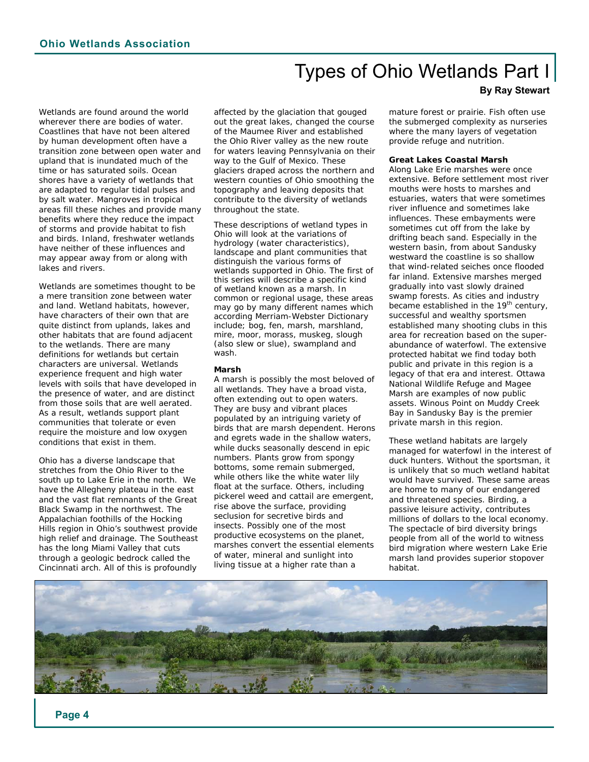# Types of Ohio Wetlands Part I

**By Ray Stewart**

Wetlands are found around the world wherever there are bodies of water. Coastlines that have not been altered by human development often have a transition zone between open water and upland that is inundated much of the time or has saturated soils. Ocean shores have a variety of wetlands that are adapted to regular tidal pulses and by salt water. Mangroves in tropical areas fill these niches and provide many benefits where they reduce the impact of storms and provide habitat to fish and birds. Inland, freshwater wetlands have neither of these influences and may appear away from or along with lakes and rivers.

Wetlands are sometimes thought to be a mere transition zone between water and land. Wetland habitats, however, have characters of their own that are quite distinct from uplands, lakes and other habitats that are found adjacent to the wetlands. There are many definitions for wetlands but certain characters are universal. Wetlands experience frequent and high water levels with soils that have developed in the presence of water, and are distinct from those soils that are well aerated. As a result, wetlands support plant communities that tolerate or even require the moisture and low oxygen conditions that exist in them.

Ohio has a diverse landscape that stretches from the Ohio River to the south up to Lake Erie in the north. We have the Allegheny plateau in the east and the vast flat remnants of the Great Black Swamp in the northwest. The Appalachian foothills of the Hocking Hills region in Ohio's southwest provide high relief and drainage. The Southeast has the long Miami Valley that cuts through a geologic bedrock called the Cincinnati arch. All of this is profoundly affected by the glaciation that gouged out the great lakes, changed the course of the Maumee River and established the Ohio River valley as the new route for waters leaving Pennsylvania on their way to the Gulf of Mexico. These glaciers draped across the northern and western counties of Ohio smoothing the topography and leaving deposits that contribute to the diversity of wetlands throughout the state.

These descriptions of wetland types in Ohio will look at the variations of hydrology (water characteristics), landscape and plant communities that distinguish the various forms of wetlands supported in Ohio. The first of this series will describe a specific kind of wetland known as a marsh. In common or regional usage, these areas may go by many different names which according Merriam-Webster Dictionary include; bog, fen, marsh, marshland, mire, moor, morass, muskeg, slough (also slew or slue), swampland and wash.

### Marsh

A marsh is possibly the most beloved of all wetlands. They have a broad vista, often extending out to open waters. They are busy and vibrant places populated by an intriguing variety of birds that are marsh dependent. Herons and egrets wade in the shallow waters, while ducks seasonally descend in epic numbers. Plants grow from spongy bottoms, some remain submerged, while others like the white water lily float at the surface. Others, including pickerel weed and cattail are emergent, rise above the surface, providing seclusion for secretive birds and insects. Possibly one of the most productive ecosystems on the planet, marshes convert the essential elements of water, mineral and sunlight into living tissue at a higher rate than a mature forest or prairie. Fish often use the submerged complexity as nurseries where the many layers of vegetation provide refuge and nutrition.

### Great Lakes Coastal Marsh

Along Lake Erie marshes were once extensive. Before settlement most river mouths were hosts to marshes and estuaries, waters that were sometimes river influence and sometimes lake influences. These embayments were sometimes cut off from the lake by drifting beach sand. Especially in the western basin, from about Sandusky westward the coastline is so shallow that wind-related seiches once flooded far inland. Extensive marshes merged gradually into vast slowly drained swamp forests. As cities and industry became established in the 19th century, successful and wealthy sportsmen established many shooting clubs in this area for recreation based on the super-abundance of waterfowl. The extensive protected habitat we find today both public and private in this region is a legacy of that era and interest. Ottawa National Wildlife Refuge and Magee Marsh are examples of now public assets. Winous Point on Muddy Creek Bay in Sandusky Bay is the premier private marsh in this region.

These wetland habitats are largely managed for waterfowl in the interest of duck hunters. Without the sportsman, it is unlikely that so much wetland habitat would have survived. These same areas are home to many of our endangered and threatened species. Birding, a passive leisure activity, contributes millions of dollars to the local economy. The spectacle of bird diversity brings people from all of the world to witness bird migration where western Lake Erie marsh land provides superior stopover habitat.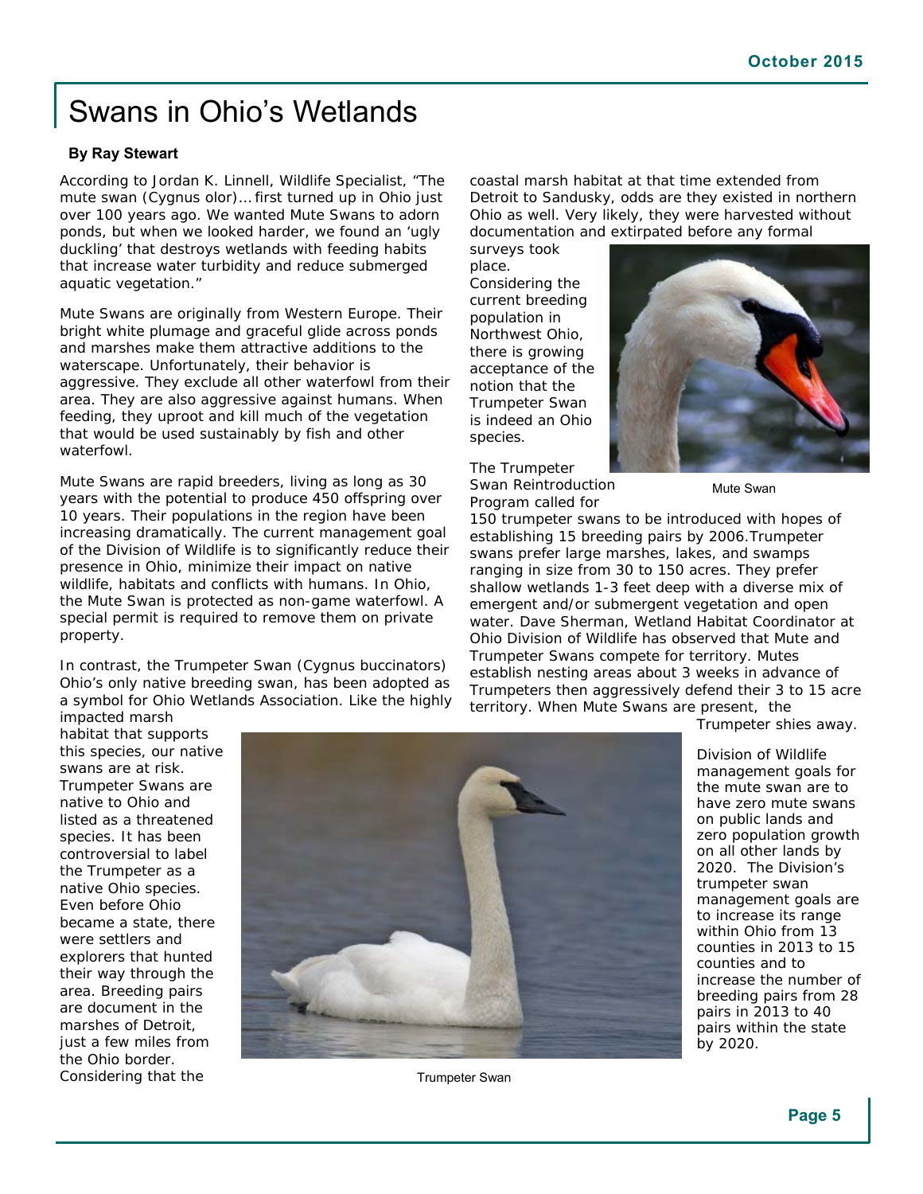# Swans in Ohio's Wetlands

**By Ray Stewart**

According to Jordan K. Linnell, Wildlife Specialist, "The mute swan (Cygnus olor)… first turned up in Ohio just over 100 years ago. We wanted Mute Swans to adorn ponds, but when we looked harder, we found an 'ugly duckling' that destroys wetlands with feeding habits that increase water turbidity and reduce submerged aquatic vegetation."

Mute Swans are originally from Western Europe. Their bright white plumage and graceful glide across ponds and marshes make them attractive additions to the waterscape. Unfortunately, their behavior is aggressive. They exclude all other waterfowl from their area. They are also aggressive against humans. When feeding, they uproot and kill much of the vegetation that would be used sustainably by fish and other waterfowl.

Mute Swans are rapid breeders, living as long as 30 years with the potential to produce 450 offspring over 10 years. Their populations in the region have been increasing dramatically. The current management goal of the Division of Wildlife is to significantly reduce their presence in Ohio, minimize their impact on native wildlife, habitats and conflicts with humans. In Ohio, the Mute Swan is protected as non-game waterfowl. A special permit is required to remove them on private property.

In contrast, the Trumpeter Swan (Cygnus buccinators) Ohio's only native breeding swan, has been adopted as a symbol for Ohio Wetlands Association. Like the highly impacted marsh habitat that supports this species, our native swans are at risk. Trumpeter Swans are native to Ohio and listed as a threatened species. It has been controversial to label the Trumpeter as a native Ohio species. Even before Ohio became a state, there were settlers and explorers that hunted their way through the area. Breeding pairs are document in the marshes of Detroit, just a few miles from the Ohio border. Considering that the coastal marsh habitat at that time extended from Detroit to Sandusky, odds are they existed in northern Ohio as well. Very likely, they were harvested without documentation and extirpated before any formal surveys took place. Considering the current breeding population in Northwest Ohio, there is growing acceptance of the notion that the Trumpeter Swan is indeed an Ohio species.

Mute Swan

The Trumpeter Swan Reintroduction Program called for 150 trumpeter swans to be introduced with hopes of establishing 15 breeding pairs by 2006.Trumpeter swans prefer large marshes, lakes, and swamps ranging in size from 30 to 150 acres. They prefer shallow wetlands 1-3 feet deep with a diverse mix of emergent and/or submergent vegetation and open water. Dave Sherman, Wetland Habitat Coordinator at Ohio Division of Wildlife has observed that Mute and Trumpeter Swans compete for territory. Mutes establish nesting areas about 3 weeks in advance of Trumpeters then aggressively defend their 3 to 15 acre territory. When Mute Swans are present, the Trumpeter shies away.

Division of Wildlife management goals for the mute swan are to have zero mute swans on public lands and zero population growth on all other lands by 2020. The Division's trumpeter swan management goals are to increase its range within Ohio from 13 counties in 2013 to 15 counties and to increase the number of breeding pairs from 28 pairs in 2013 to 40 pairs within the state by 2020.

Trumpeter Swan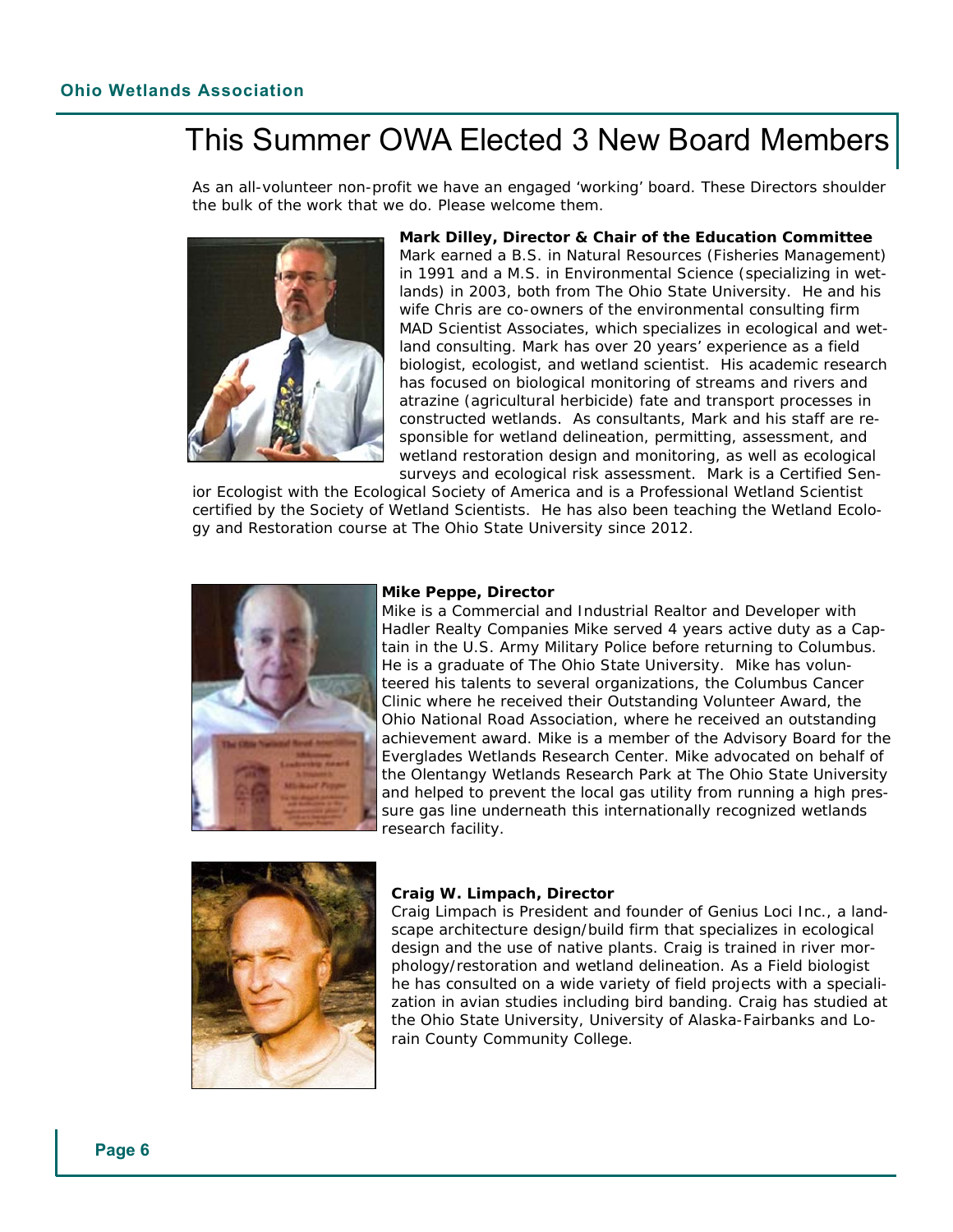# This Summer OWA Elected 3 New Board Members

As an all-volunteer non-profit we have an engaged 'working' board. These Directors shoulder the bulk of the work that we do. Please welcome them.

**Mark Dilley, Director & Chair of the Education Committee**

Mark earned a B.S. in Natural Resources (Fisheries Management) in 1991 and a M.S. in Environmental Science (specializing in wetlands) in 2003, both from The Ohio State University. He and his wife Chris are co-owners of the environmental consulting firm MAD Scientist Associates, which specializes in ecological and wetland consulting. Mark has over 20 years' experience as a field biologist, ecologist, and wetland scientist. His academic research has focused on biological monitoring of streams and rivers and atrazine (agricultural herbicide) fate and transport processes in constructed wetlands. As consultants, Mark and his staff are responsible for wetland delineation, permitting, assessment, and wetland restoration design and monitoring, as well as ecological surveys and ecological risk assessment. Mark is a Certified Senior Ecologist with the Ecological Society of America and is a Professional Wetland Scientist certified by the Society of Wetland Scientists. He has also been teaching the Wetland Ecology and Restoration course at The Ohio State University since 2012.

**Mike Peppe, Director**

Mike is a Commercial and Industrial Realtor and Developer with Hadler Realty Companies Mike served 4 years active duty as a Captain in the U.S. Army Military Police before returning to Columbus. He is a graduate of The Ohio State University. Mike has volunteered his talents to several organizations, the Columbus Cancer Clinic where he received their Outstanding Volunteer Award, the Ohio National Road Association, where he received an outstanding achievement award. Mike is a member of the Advisory Board for the Everglades Wetlands Research Center. Mike advocated on behalf of the Olentangy Wetlands Research Park at The Ohio State University and helped to prevent the local gas utility from running a high pressure gas line underneath this internationally recognized wetlands research facility.

**Craig W. Limpach, Director**

Craig Limpach is President and founder of Genius Loci Inc., a landscape architecture design/build firm that specializes in ecological design and the use of native plants. Craig is trained in river morphology/restoration and wetland delineation. As a Field biologist he has consulted on a wide variety of field projects with a specialization in avian studies including bird banding. Craig has studied at the Ohio State University, University of Alaska-Fairbanks and Lorain County Community College.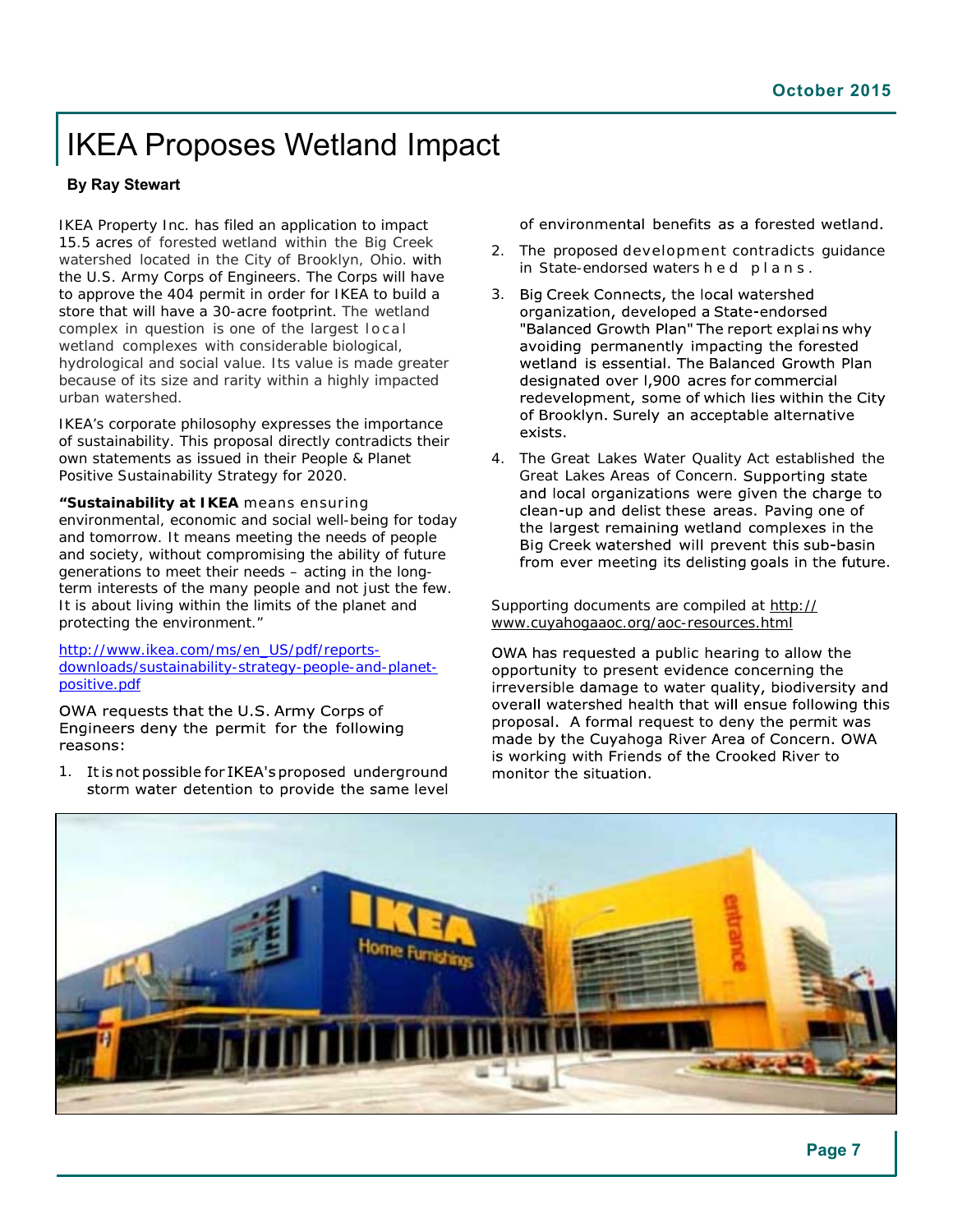# IKEA Proposes Wetland Impact

**By Ray Stewart**

IKEA Property Inc. has filed an application to impact 15.5 acres of forested wetland within the Big Creek watershed located in the City of Brooklyn, Ohio. with the U.S. Army Corps of Engineers. The Corps will have to approve the 404 permit in order for IKEA to build a store that will have a 30-acre footprint. The wetland complex in question is one of the largest local wetland complexes with considerable biological, hydrological and social value. Its value is made greater because of its size and rarity within a highly impacted urban watershed.

IKEA's corporate philosophy expresses the importance of sustainability. This proposal directly contradicts their own statements as issued in their People & Planet Positive Sustainability Strategy for 2020.

**"Sustainability at IKEA** means ensuring environmental, economic and social well-being for today and tomorrow. It means meeting the needs of people and society, without compromising the ability of future generations to meet their needs – acting in the long-term interests of the many people and not just the few. It is about living within the limits of the planet and protecting the environment."

[http://www.ikea.com/ms/en_US/pdf/reports-downloads/sustainability-strategy-people-and-planet-positive.pdf](http://www.ikea.com/ms/en_US/pdf/reports-downloads/sustainability-strategy-people-and-planet-positive.pdf)

OWA requests that the U.S. Army Corps of Engineers deny the permit for the following reasons:

1. It is not possible for IKEA's proposed underground storm water detention to provide the same level of environmental benefits as a forested wetland.
2. The proposed development contradicts guidance in State-endorsed watershed plans.
3. Big Creek Connects, the local watershed organization, developed a State-endorsed "Balanced Growth Plan" The report explains why avoiding permanently impacting the forested wetland is essential. The Balanced Growth Plan designated over l,900 acres for commercial redevelopment, some of which lies within the City of Brooklyn. Surely an acceptable alternative exists.
4. The Great Lakes Water Quality Act established the Great Lakes Areas of Concern. Supporting state and local organizations were given the charge to clean-up and delist these areas. Paving one of the largest remaining wetland complexes in the Big Creek watershed will prevent this sub-basin from ever meeting its delisting goals in the future.

Supporting documents are compiled at [http://www.cuyahogaaoc.org/aoc-resources.html](http://www.cuyahogaaoc.org/aoc-resources.html)

OWA has requested a public hearing to allow the opportunity to present evidence concerning the irreversible damage to water quality, biodiversity and overall watershed health that will ensue following this proposal. A formal request to deny the permit was made by the Cuyahoga River Area of Concern. OWA is working with Friends of the Crooked River to monitor the situation.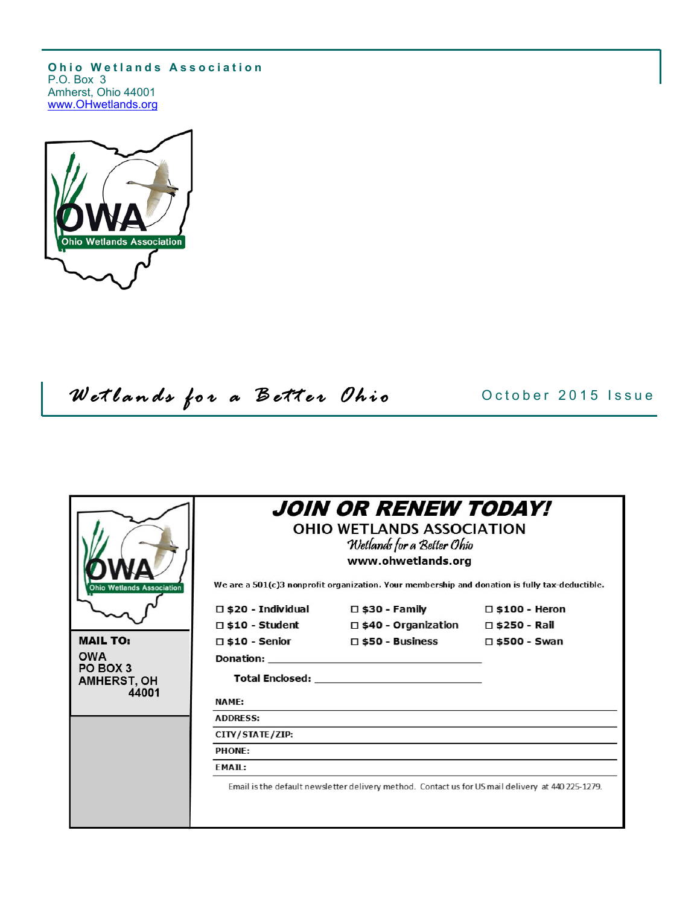**Ohio Wetlands Association**
P.O. Box 3
Amherst, Ohio 44001
www.OHwetlands.org

*Wetlands for a Better Ohio*

October 2015 Issue

# JOIN OR RENEW TODAY!

## OHIO WETLANDS ASSOCIATION

*Wetlands for a Better Ohio*

**www.ohwetlands.org**

We are a 501(c)3 nonprofit organization. Your membership and donation is fully tax-deductible.

| | | |
|---|---|---|
| ☐ $20 - Individual | ☐ $30 - Family | ☐ $100 - Heron |
| ☐ $10 - Student | ☐ $40 - Organization | ☐ $250 - Rail |
| ☐ $10 - Senior | ☐ $50 - Business | ☐ $500 - Swan |

Donation: ______________________________

Total Enclosed: ______________________________

NAME:

ADDRESS:

CITY/STATE/ZIP:

PHONE:

EMAIL:

Email is the default newsletter delivery method. Contact us for US mail delivery at 440 225-1279.

**MAIL TO:**
OWA
PO BOX 3
AMHERST, OH
44001